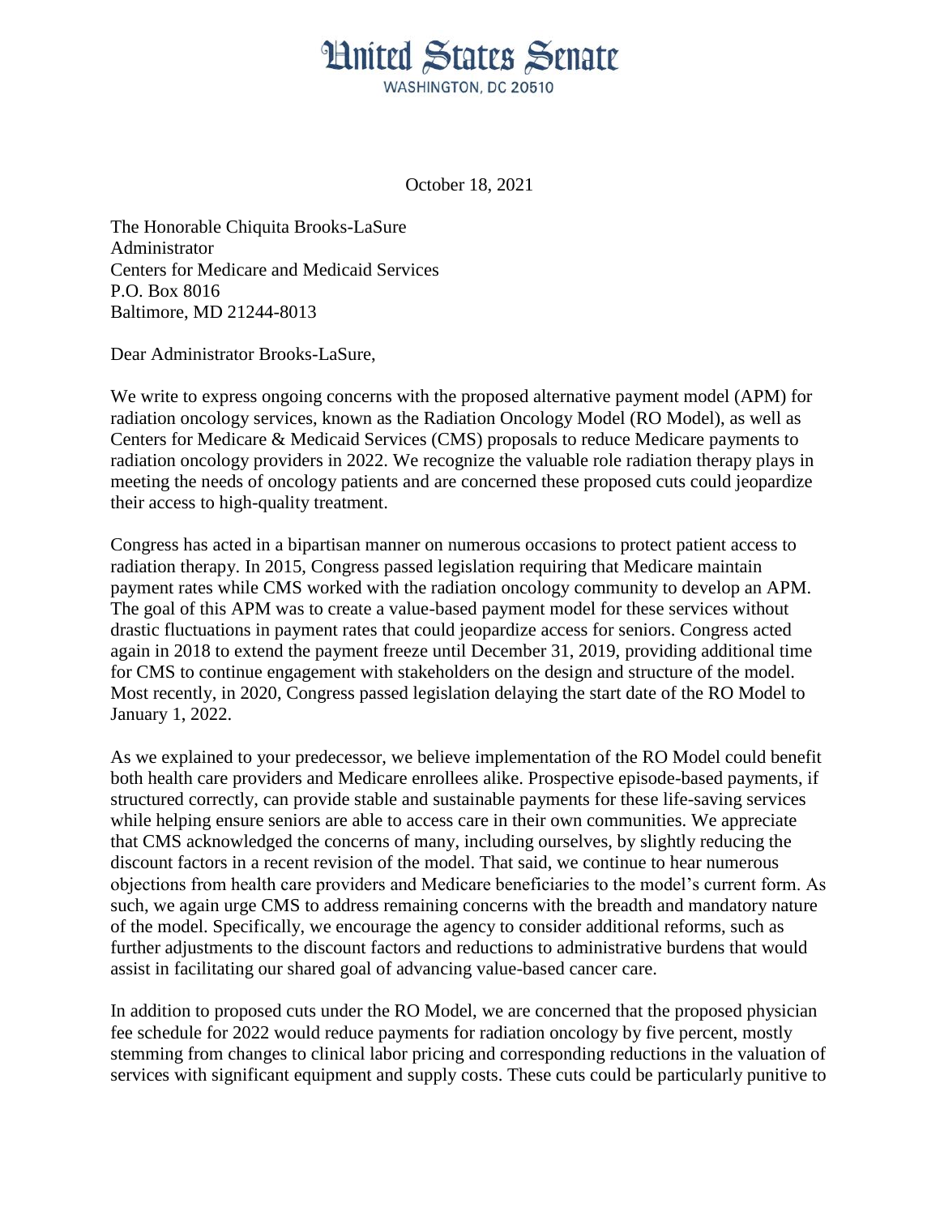# United States Senate

WASHINGTON, DC 20510

October 18, 2021

The Honorable Chiquita Brooks-LaSure
Administrator
Centers for Medicare and Medicaid Services
P.O. Box 8016
Baltimore, MD 21244-8013

Dear Administrator Brooks-LaSure,

We write to express ongoing concerns with the proposed alternative payment model (APM) for radiation oncology services, known as the Radiation Oncology Model (RO Model), as well as Centers for Medicare & Medicaid Services (CMS) proposals to reduce Medicare payments to radiation oncology providers in 2022. We recognize the valuable role radiation therapy plays in meeting the needs of oncology patients and are concerned these proposed cuts could jeopardize their access to high-quality treatment.

Congress has acted in a bipartisan manner on numerous occasions to protect patient access to radiation therapy. In 2015, Congress passed legislation requiring that Medicare maintain payment rates while CMS worked with the radiation oncology community to develop an APM. The goal of this APM was to create a value-based payment model for these services without drastic fluctuations in payment rates that could jeopardize access for seniors. Congress acted again in 2018 to extend the payment freeze until December 31, 2019, providing additional time for CMS to continue engagement with stakeholders on the design and structure of the model. Most recently, in 2020, Congress passed legislation delaying the start date of the RO Model to January 1, 2022.

As we explained to your predecessor, we believe implementation of the RO Model could benefit both health care providers and Medicare enrollees alike. Prospective episode-based payments, if structured correctly, can provide stable and sustainable payments for these life-saving services while helping ensure seniors are able to access care in their own communities. We appreciate that CMS acknowledged the concerns of many, including ourselves, by slightly reducing the discount factors in a recent revision of the model. That said, we continue to hear numerous objections from health care providers and Medicare beneficiaries to the model's current form. As such, we again urge CMS to address remaining concerns with the breadth and mandatory nature of the model. Specifically, we encourage the agency to consider additional reforms, such as further adjustments to the discount factors and reductions to administrative burdens that would assist in facilitating our shared goal of advancing value-based cancer care.

In addition to proposed cuts under the RO Model, we are concerned that the proposed physician fee schedule for 2022 would reduce payments for radiation oncology by five percent, mostly stemming from changes to clinical labor pricing and corresponding reductions in the valuation of services with significant equipment and supply costs. These cuts could be particularly punitive to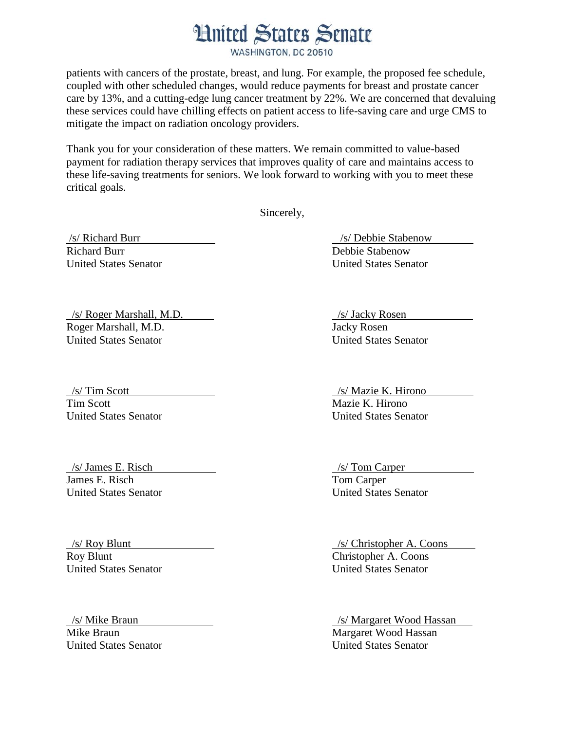patients with cancers of the prostate, breast, and lung. For example, the proposed fee schedule, coupled with other scheduled changes, would reduce payments for breast and prostate cancer care by 13%, and a cutting-edge lung cancer treatment by 22%. We are concerned that devaluing these services could have chilling effects on patient access to life-saving care and urge CMS to mitigate the impact on radiation oncology providers.

Thank you for your consideration of these matters. We remain committed to value-based payment for radiation therapy services that improves quality of care and maintains access to these life-saving treatments for seniors. We look forward to working with you to meet these critical goals.

Sincerely,

/s/ Richard Burr
Richard Burr
United States Senator

/s/ Debbie Stabenow
Debbie Stabenow
United States Senator

/s/ Roger Marshall, M.D.
Roger Marshall, M.D.
United States Senator

/s/ Jacky Rosen
Jacky Rosen
United States Senator

/s/ Tim Scott
Tim Scott
United States Senator

/s/ Mazie K. Hirono
Mazie K. Hirono
United States Senator

/s/ James E. Risch
James E. Risch
United States Senator

/s/ Tom Carper
Tom Carper
United States Senator

/s/ Roy Blunt
Roy Blunt
United States Senator

/s/ Christopher A. Coons
Christopher A. Coons
United States Senator

/s/ Mike Braun
Mike Braun
United States Senator

/s/ Margaret Wood Hassan
Margaret Wood Hassan
United States Senator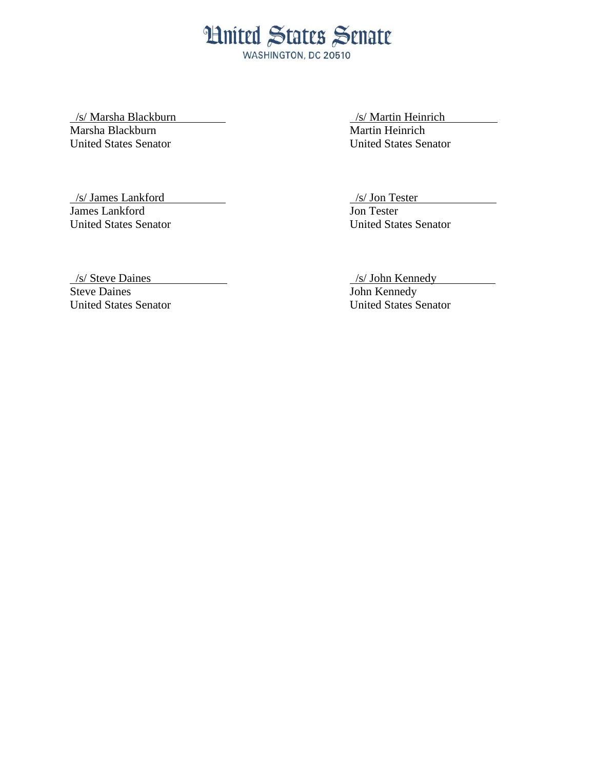# United States Senate

WASHINGTON, DC 20510

/s/ Marsha Blackburn
Marsha Blackburn
United States Senator

/s/ Martin Heinrich
Martin Heinrich
United States Senator

/s/ James Lankford
James Lankford
United States Senator

/s/ Jon Tester
Jon Tester
United States Senator

/s/ Steve Daines
Steve Daines
United States Senator

/s/ John Kennedy
John Kennedy
United States Senator